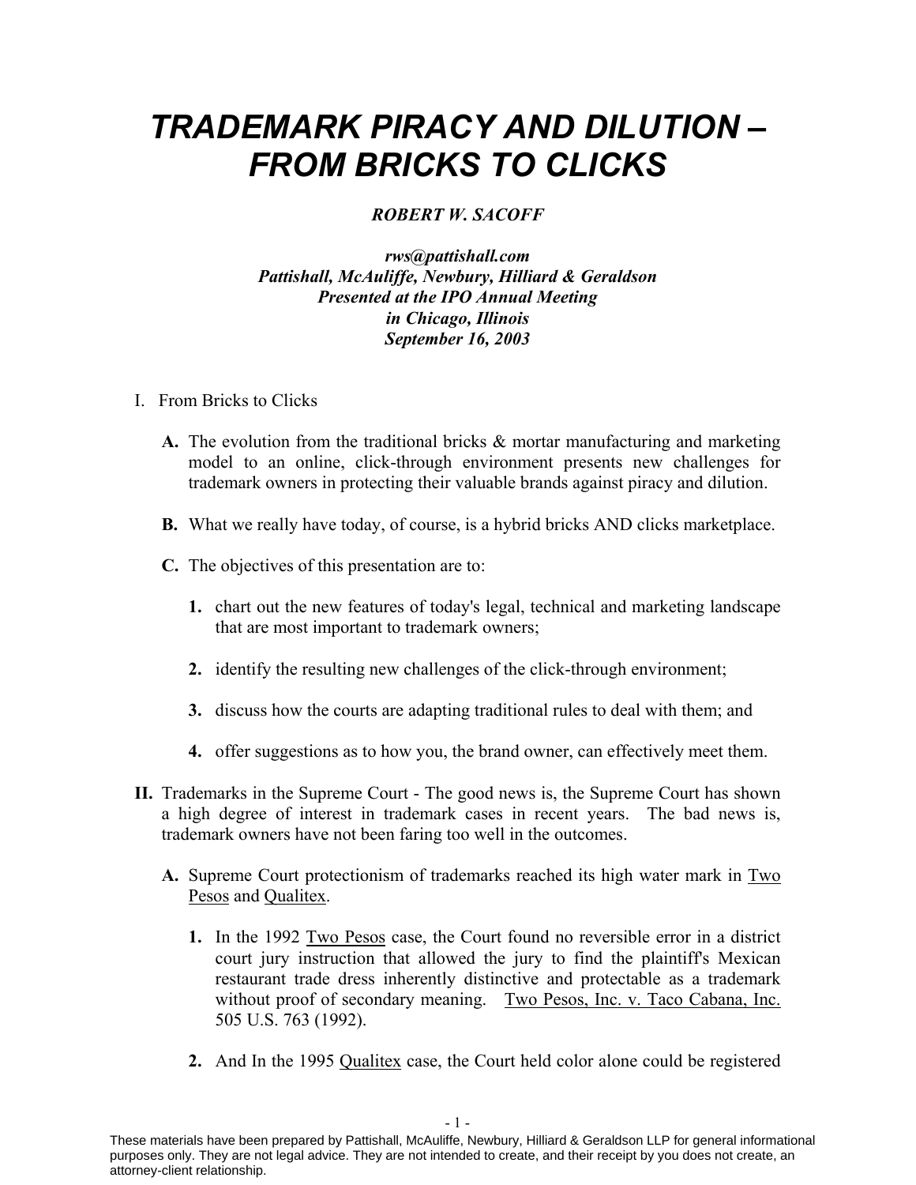# *TRADEMARK PIRACY AND DILUTION – FROM BRICKS TO CLICKS*

***ROBERT W. SACOFF***

*rws@pattishall.com*
*Pattishall, McAuliffe, Newbury, Hilliard & Geraldson*
*Presented at the IPO Annual Meeting*
*in Chicago, Illinois*
*September 16, 2003*

I. From Bricks to Clicks

**A.** The evolution from the traditional bricks & mortar manufacturing and marketing model to an online, click-through environment presents new challenges for trademark owners in protecting their valuable brands against piracy and dilution.

**B.** What we really have today, of course, is a hybrid bricks AND clicks marketplace.

**C.** The objectives of this presentation are to:

**1.** chart out the new features of today's legal, technical and marketing landscape that are most important to trademark owners;

**2.** identify the resulting new challenges of the click-through environment;

**3.** discuss how the courts are adapting traditional rules to deal with them; and

**4.** offer suggestions as to how you, the brand owner, can effectively meet them.

**II.** Trademarks in the Supreme Court - The good news is, the Supreme Court has shown a high degree of interest in trademark cases in recent years. The bad news is, trademark owners have not been faring too well in the outcomes.

**A.** Supreme Court protectionism of trademarks reached its high water mark in Two Pesos and Qualitex.

**1.** In the 1992 Two Pesos case, the Court found no reversible error in a district court jury instruction that allowed the jury to find the plaintiff's Mexican restaurant trade dress inherently distinctive and protectable as a trademark without proof of secondary meaning. Two Pesos, Inc. v. Taco Cabana, Inc. 505 U.S. 763 (1992).

**2.** And In the 1995 Qualitex case, the Court held color alone could be registered

These materials have been prepared by Pattishall, McAuliffe, Newbury, Hilliard & Geraldson LLP for general informational purposes only. They are not legal advice. They are not intended to create, and their receipt by you does not create, an attorney-client relationship.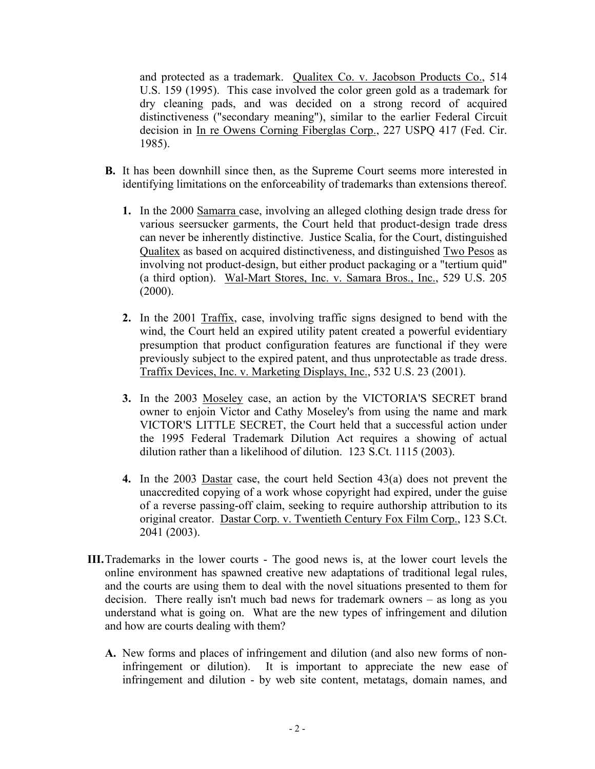and protected as a trademark. Qualitex Co. v. Jacobson Products Co., 514 U.S. 159 (1995). This case involved the color green gold as a trademark for dry cleaning pads, and was decided on a strong record of acquired distinctiveness ("secondary meaning"), similar to the earlier Federal Circuit decision in In re Owens Corning Fiberglas Corp., 227 USPQ 417 (Fed. Cir. 1985).

**B.** It has been downhill since then, as the Supreme Court seems more interested in identifying limitations on the enforceability of trademarks than extensions thereof.

  **1.** In the 2000 Samarra case, involving an alleged clothing design trade dress for various seersucker garments, the Court held that product-design trade dress can never be inherently distinctive. Justice Scalia, for the Court, distinguished Qualitex as based on acquired distinctiveness, and distinguished Two Pesos as involving not product-design, but either product packaging or a "tertium quid" (a third option). Wal-Mart Stores, Inc. v. Samara Bros., Inc., 529 U.S. 205 (2000).

  **2.** In the 2001 Traffix, case, involving traffic signs designed to bend with the wind, the Court held an expired utility patent created a powerful evidentiary presumption that product configuration features are functional if they were previously subject to the expired patent, and thus unprotectable as trade dress. Traffix Devices, Inc. v. Marketing Displays, Inc., 532 U.S. 23 (2001).

  **3.** In the 2003 Moseley case, an action by the VICTORIA'S SECRET brand owner to enjoin Victor and Cathy Moseley's from using the name and mark VICTOR'S LITTLE SECRET, the Court held that a successful action under the 1995 Federal Trademark Dilution Act requires a showing of actual dilution rather than a likelihood of dilution. 123 S.Ct. 1115 (2003).

  **4.** In the 2003 Dastar case, the court held Section 43(a) does not prevent the unaccredited copying of a work whose copyright had expired, under the guise of a reverse passing-off claim, seeking to require authorship attribution to its original creator. Dastar Corp. v. Twentieth Century Fox Film Corp., 123 S.Ct. 2041 (2003).

**III.** Trademarks in the lower courts - The good news is, at the lower court levels the online environment has spawned creative new adaptations of traditional legal rules, and the courts are using them to deal with the novel situations presented to them for decision. There really isn't much bad news for trademark owners – as long as you understand what is going on. What are the new types of infringement and dilution and how are courts dealing with them?

**A.** New forms and places of infringement and dilution (and also new forms of non-infringement or dilution). It is important to appreciate the new ease of infringement and dilution - by web site content, metatags, domain names, and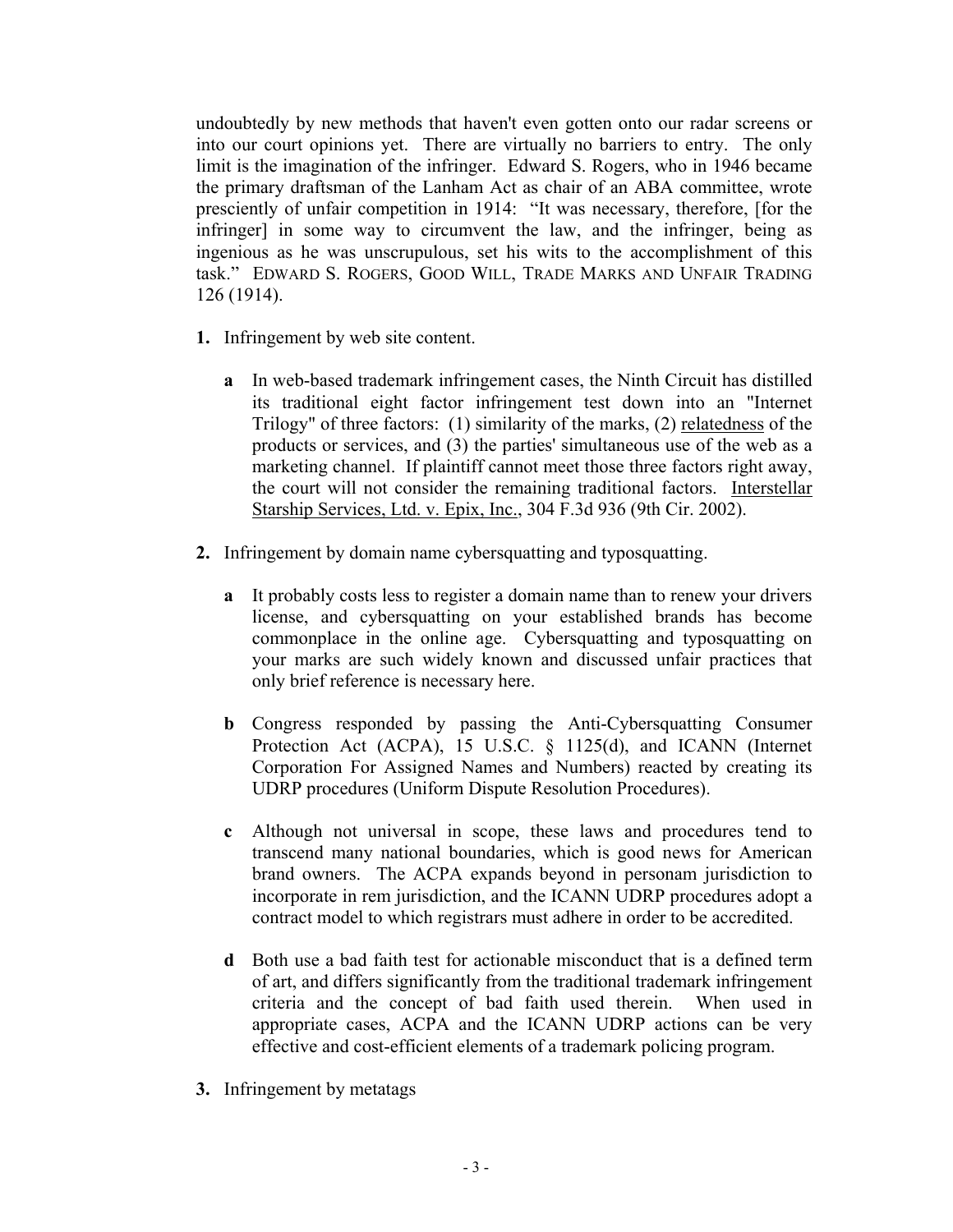undoubtedly by new methods that haven't even gotten onto our radar screens or into our court opinions yet. There are virtually no barriers to entry. The only limit is the imagination of the infringer. Edward S. Rogers, who in 1946 became the primary draftsman of the Lanham Act as chair of an ABA committee, wrote presciently of unfair competition in 1914: "It was necessary, therefore, [for the infringer] in some way to circumvent the law, and the infringer, being as ingenious as he was unscrupulous, set his wits to the accomplishment of this task." EDWARD S. ROGERS, GOOD WILL, TRADE MARKS AND UNFAIR TRADING 126 (1914).

**1.** Infringement by web site content.

   **a** In web-based trademark infringement cases, the Ninth Circuit has distilled its traditional eight factor infringement test down into an "Internet Trilogy" of three factors: (1) similarity of the marks, (2) relatedness of the products or services, and (3) the parties' simultaneous use of the web as a marketing channel. If plaintiff cannot meet those three factors right away, the court will not consider the remaining traditional factors. Interstellar Starship Services, Ltd. v. Epix, Inc., 304 F.3d 936 (9th Cir. 2002).

**2.** Infringement by domain name cybersquatting and typosquatting.

   **a** It probably costs less to register a domain name than to renew your drivers license, and cybersquatting on your established brands has become commonplace in the online age. Cybersquatting and typosquatting on your marks are such widely known and discussed unfair practices that only brief reference is necessary here.

   **b** Congress responded by passing the Anti-Cybersquatting Consumer Protection Act (ACPA), 15 U.S.C. § 1125(d), and ICANN (Internet Corporation For Assigned Names and Numbers) reacted by creating its UDRP procedures (Uniform Dispute Resolution Procedures).

   **c** Although not universal in scope, these laws and procedures tend to transcend many national boundaries, which is good news for American brand owners. The ACPA expands beyond in personam jurisdiction to incorporate in rem jurisdiction, and the ICANN UDRP procedures adopt a contract model to which registrars must adhere in order to be accredited.

   **d** Both use a bad faith test for actionable misconduct that is a defined term of art, and differs significantly from the traditional trademark infringement criteria and the concept of bad faith used therein. When used in appropriate cases, ACPA and the ICANN UDRP actions can be very effective and cost-efficient elements of a trademark policing program.

**3.** Infringement by metatags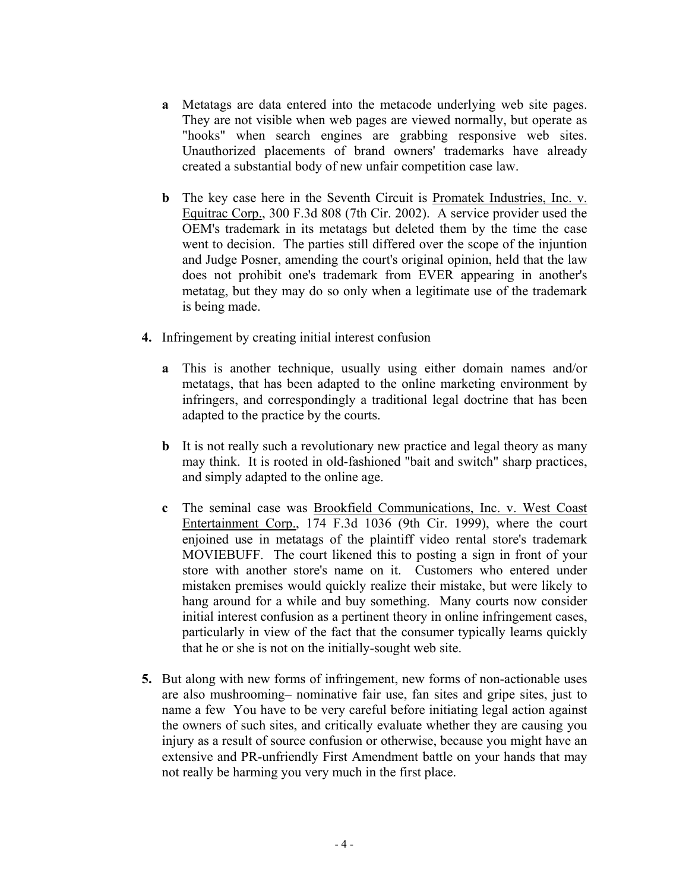- **a** Metatags are data entered into the metacode underlying web site pages. They are not visible when web pages are viewed normally, but operate as "hooks" when search engines are grabbing responsive web sites. Unauthorized placements of brand owners' trademarks have already created a substantial body of new unfair competition case law.

- **b** The key case here in the Seventh Circuit is <u>Promatek Industries, Inc. v. Equitrac Corp.</u>, 300 F.3d 808 (7th Cir. 2002). A service provider used the OEM's trademark in its metatags but deleted them by the time the case went to decision. The parties still differed over the scope of the injuntion and Judge Posner, amending the court's original opinion, held that the law does not prohibit one's trademark from EVER appearing in another's metatag, but they may do so only when a legitimate use of the trademark is being made.

**4.** Infringement by creating initial interest confusion

- **a** This is another technique, usually using either domain names and/or metatags, that has been adapted to the online marketing environment by infringers, and correspondingly a traditional legal doctrine that has been adapted to the practice by the courts.

- **b** It is not really such a revolutionary new practice and legal theory as many may think. It is rooted in old-fashioned "bait and switch" sharp practices, and simply adapted to the online age.

- **c** The seminal case was <u>Brookfield Communications, Inc. v. West Coast Entertainment Corp.</u>, 174 F.3d 1036 (9th Cir. 1999), where the court enjoined use in metatags of the plaintiff video rental store's trademark MOVIEBUFF. The court likened this to posting a sign in front of your store with another store's name on it. Customers who entered under mistaken premises would quickly realize their mistake, but were likely to hang around for a while and buy something. Many courts now consider initial interest confusion as a pertinent theory in online infringement cases, particularly in view of the fact that the consumer typically learns quickly that he or she is not on the initially-sought web site.

**5.** But along with new forms of infringement, new forms of non-actionable uses are also mushrooming– nominative fair use, fan sites and gripe sites, just to name a few You have to be very careful before initiating legal action against the owners of such sites, and critically evaluate whether they are causing you injury as a result of source confusion or otherwise, because you might have an extensive and PR-unfriendly First Amendment battle on your hands that may not really be harming you very much in the first place.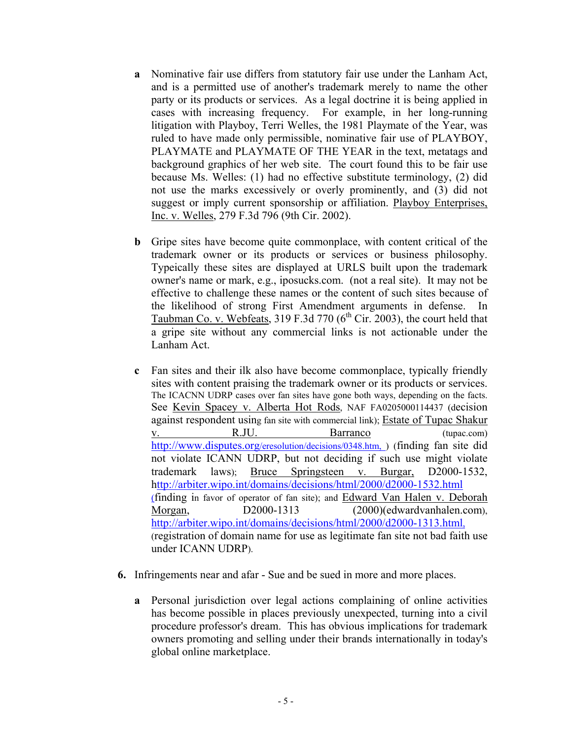- **a** Nominative fair use differs from statutory fair use under the Lanham Act, and is a permitted use of another's trademark merely to name the other party or its products or services. As a legal doctrine it is being applied in cases with increasing frequency. For example, in her long-running litigation with Playboy, Terri Welles, the 1981 Playmate of the Year, was ruled to have made only permissible, nominative fair use of PLAYBOY, PLAYMATE and PLAYMATE OF THE YEAR in the text, metatags and background graphics of her web site. The court found this to be fair use because Ms. Welles: (1) had no effective substitute terminology, (2) did not use the marks excessively or overly prominently, and (3) did not suggest or imply current sponsorship or affiliation. Playboy Enterprises, Inc. v. Welles, 279 F.3d 796 (9th Cir. 2002).

- **b** Gripe sites have become quite commonplace, with content critical of the trademark owner or its products or services or business philosophy. Typeically these sites are displayed at URLS built upon the trademark owner's name or mark, e.g., iposucks.com. (not a real site). It may not be effective to challenge these names or the content of such sites because of the likelihood of strong First Amendment arguments in defense. In Taubman Co. v. Webfeats, 319 F.3d 770 (6th Cir. 2003), the court held that a gripe site without any commercial links is not actionable under the Lanham Act.

- **c** Fan sites and their ilk also have become commonplace, typically friendly sites with content praising the trademark owner or its products or services. The ICACNN UDRP cases over fan sites have gone both ways, depending on the facts. See Kevin Spacey v. Alberta Hot Rods, NAF FA0205000114437 (decision against respondent using fan site with commercial link); Estate of Tupac Shakur v. R.JU. Barranco (tupac.com) http://www.disputes.org/eresolution/decisions/0348.htm, ) (finding fan site did not violate ICANN UDRP, but not deciding if such use might violate trademark laws); Bruce Springsteen v. Burgar, D2000-1532, http://arbiter.wipo.int/domains/decisions/html/2000/d2000-1532.html (finding in favor of operator of fan site); and Edward Van Halen v. Deborah Morgan, D2000-1313 (2000)(edwardvanhalen.com), http://arbiter.wipo.int/domains/decisions/html/2000/d2000-1313.html, (registration of domain name for use as legitimate fan site not bad faith use under ICANN UDRP).

**6.** Infringements near and afar - Sue and be sued in more and more places.

- **a** Personal jurisdiction over legal actions complaining of online activities has become possible in places previously unexpected, turning into a civil procedure professor's dream. This has obvious implications for trademark owners promoting and selling under their brands internationally in today's global online marketplace.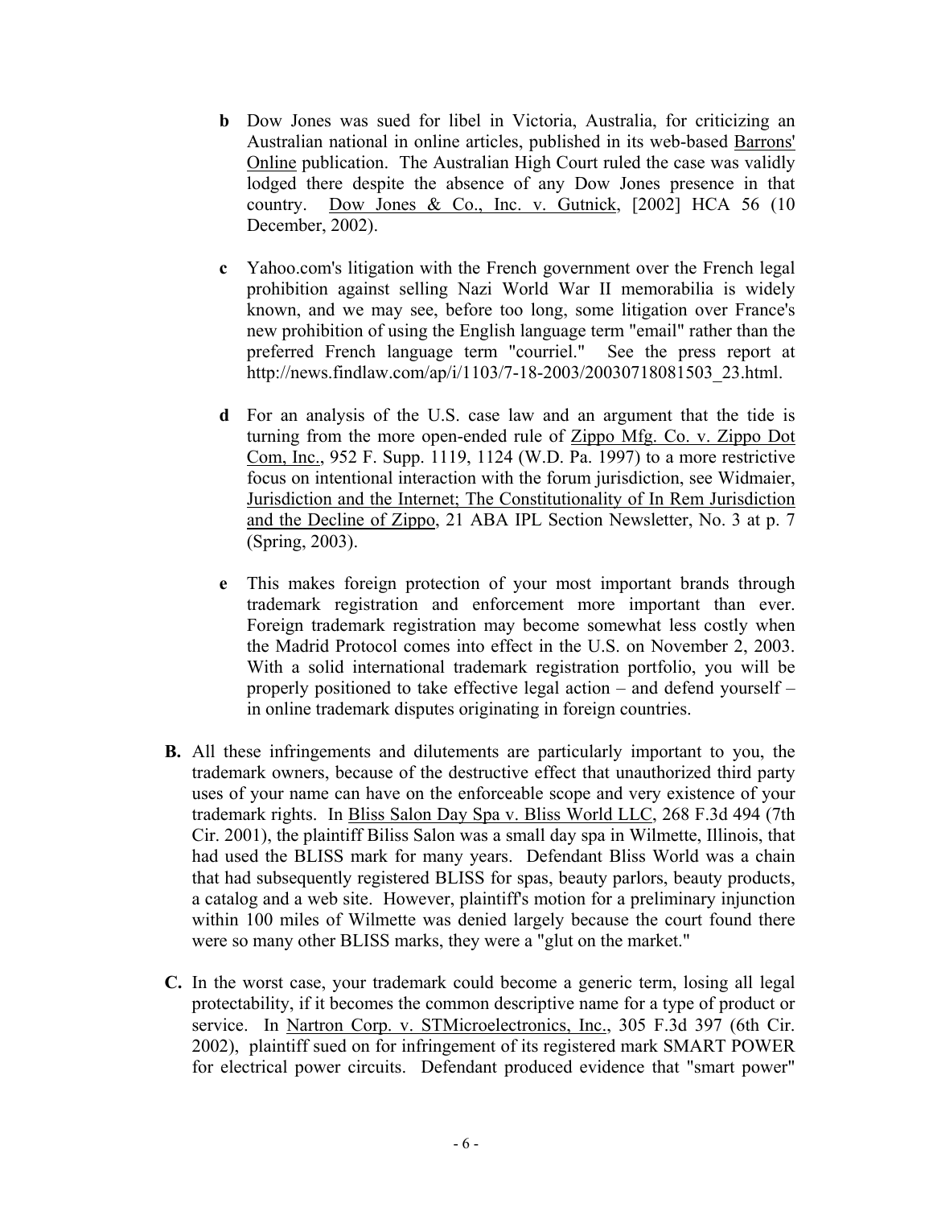- **b** Dow Jones was sued for libel in Victoria, Australia, for criticizing an Australian national in online articles, published in its web-based Barrons' Online publication. The Australian High Court ruled the case was validly lodged there despite the absence of any Dow Jones presence in that country. Dow Jones & Co., Inc. v. Gutnick, [2002] HCA 56 (10 December, 2002).

- **c** Yahoo.com's litigation with the French government over the French legal prohibition against selling Nazi World War II memorabilia is widely known, and we may see, before too long, some litigation over France's new prohibition of using the English language term "email" rather than the preferred French language term "courriel." See the press report at http://news.findlaw.com/ap/i/1103/7-18-2003/20030718081503_23.html.

- **d** For an analysis of the U.S. case law and an argument that the tide is turning from the more open-ended rule of Zippo Mfg. Co. v. Zippo Dot Com, Inc., 952 F. Supp. 1119, 1124 (W.D. Pa. 1997) to a more restrictive focus on intentional interaction with the forum jurisdiction, see Widmaier, Jurisdiction and the Internet; The Constitutionality of In Rem Jurisdiction and the Decline of Zippo, 21 ABA IPL Section Newsletter, No. 3 at p. 7 (Spring, 2003).

- **e** This makes foreign protection of your most important brands through trademark registration and enforcement more important than ever. Foreign trademark registration may become somewhat less costly when the Madrid Protocol comes into effect in the U.S. on November 2, 2003. With a solid international trademark registration portfolio, you will be properly positioned to take effective legal action – and defend yourself – in online trademark disputes originating in foreign countries.

**B.** All these infringements and dilutements are particularly important to you, the trademark owners, because of the destructive effect that unauthorized third party uses of your name can have on the enforceable scope and very existence of your trademark rights. In Bliss Salon Day Spa v. Bliss World LLC, 268 F.3d 494 (7th Cir. 2001), the plaintiff Biliss Salon was a small day spa in Wilmette, Illinois, that had used the BLISS mark for many years. Defendant Bliss World was a chain that had subsequently registered BLISS for spas, beauty parlors, beauty products, a catalog and a web site. However, plaintiff's motion for a preliminary injunction within 100 miles of Wilmette was denied largely because the court found there were so many other BLISS marks, they were a "glut on the market."

**C.** In the worst case, your trademark could become a generic term, losing all legal protectability, if it becomes the common descriptive name for a type of product or service. In Nartron Corp. v. STMicroelectronics, Inc., 305 F.3d 397 (6th Cir. 2002), plaintiff sued on for infringement of its registered mark SMART POWER for electrical power circuits. Defendant produced evidence that "smart power"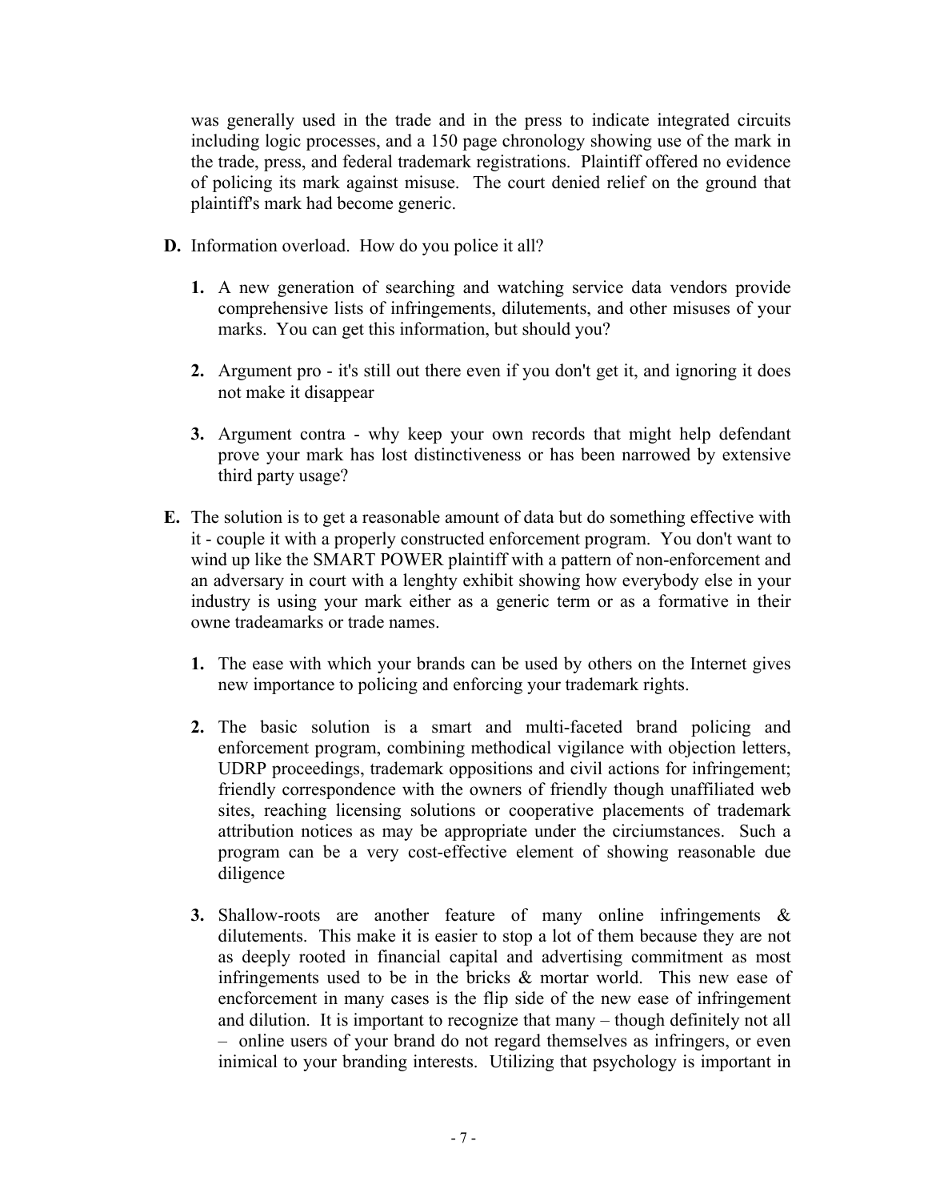was generally used in the trade and in the press to indicate integrated circuits including logic processes, and a 150 page chronology showing use of the mark in the trade, press, and federal trademark registrations. Plaintiff offered no evidence of policing its mark against misuse. The court denied relief on the ground that plaintiff's mark had become generic.

**D.** Information overload. How do you police it all?

1. A new generation of searching and watching service data vendors provide comprehensive lists of infringements, dilutements, and other misuses of your marks. You can get this information, but should you?

2. Argument pro - it's still out there even if you don't get it, and ignoring it does not make it disappear

3. Argument contra - why keep your own records that might help defendant prove your mark has lost distinctiveness or has been narrowed by extensive third party usage?

**E.** The solution is to get a reasonable amount of data but do something effective with it - couple it with a properly constructed enforcement program. You don't want to wind up like the SMART POWER plaintiff with a pattern of non-enforcement and an adversary in court with a lenghty exhibit showing how everybody else in your industry is using your mark either as a generic term or as a formative in their owne tradeamarks or trade names.

1. The ease with which your brands can be used by others on the Internet gives new importance to policing and enforcing your trademark rights.

2. The basic solution is a smart and multi-faceted brand policing and enforcement program, combining methodical vigilance with objection letters, UDRP proceedings, trademark oppositions and civil actions for infringement; friendly correspondence with the owners of friendly though unaffiliated web sites, reaching licensing solutions or cooperative placements of trademark attribution notices as may be appropriate under the circiumstances. Such a program can be a very cost-effective element of showing reasonable due diligence

3. Shallow-roots are another feature of many online infringements & dilutements. This make it is easier to stop a lot of them because they are not as deeply rooted in financial capital and advertising commitment as most infringements used to be in the bricks & mortar world. This new ease of encforcement in many cases is the flip side of the new ease of infringement and dilution. It is important to recognize that many – though definitely not all – online users of your brand do not regard themselves as infringers, or even inimical to your branding interests. Utilizing that psychology is important in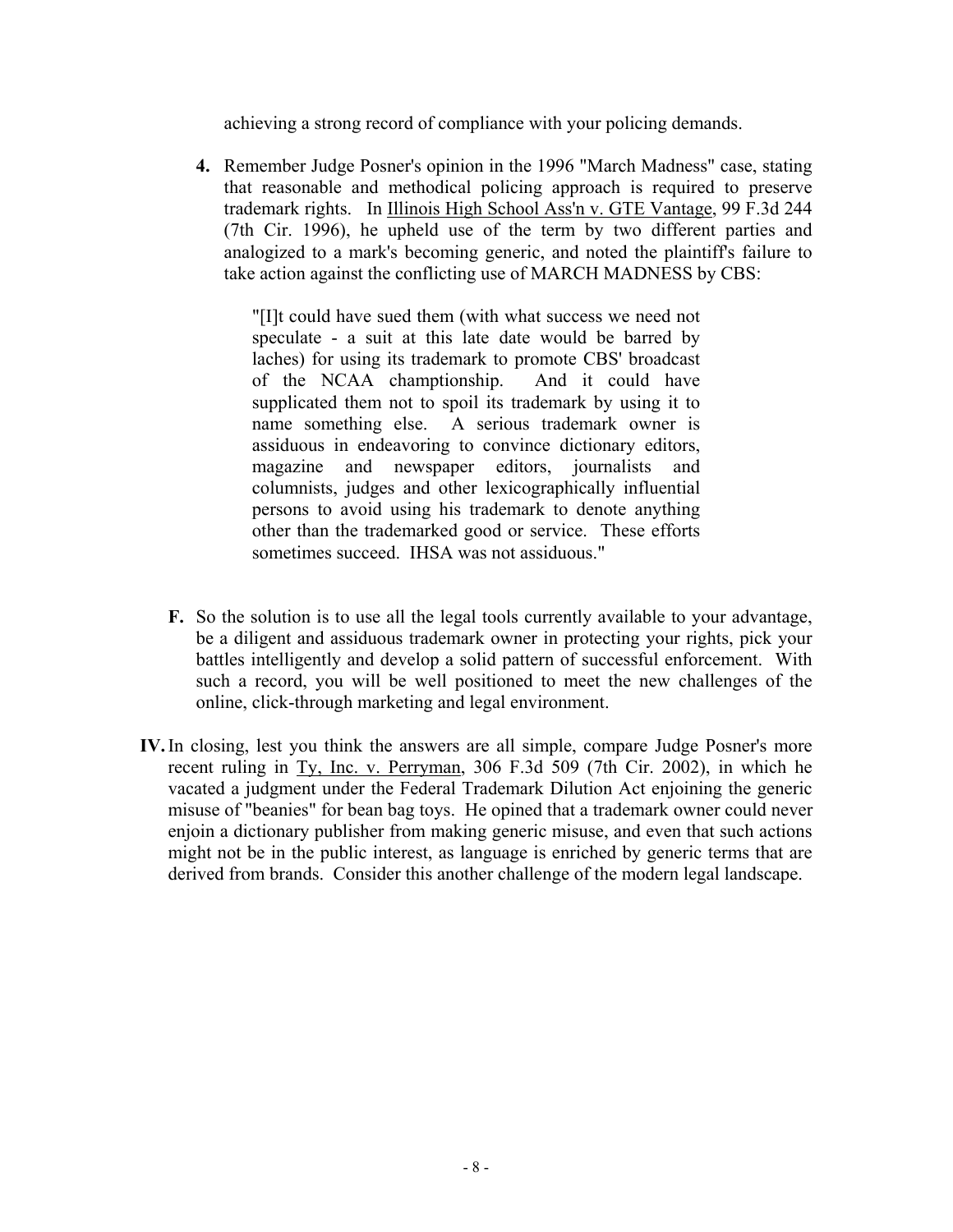achieving a strong record of compliance with your policing demands.

**4.** Remember Judge Posner's opinion in the 1996 "March Madness" case, stating that reasonable and methodical policing approach is required to preserve trademark rights. In Illinois High School Ass'n v. GTE Vantage, 99 F.3d 244 (7th Cir. 1996), he upheld use of the term by two different parties and analogized to a mark's becoming generic, and noted the plaintiff's failure to take action against the conflicting use of MARCH MADNESS by CBS:

> "[I]t could have sued them (with what success we need not speculate - a suit at this late date would be barred by laches) for using its trademark to promote CBS' broadcast of the NCAA champtionship. And it could have supplicated them not to spoil its trademark by using it to name something else. A serious trademark owner is assiduous in endeavoring to convince dictionary editors, magazine and newspaper editors, journalists and columnists, judges and other lexicographically influential persons to avoid using his trademark to denote anything other than the trademarked good or service. These efforts sometimes succeed. IHSA was not assiduous."

**F.** So the solution is to use all the legal tools currently available to your advantage, be a diligent and assiduous trademark owner in protecting your rights, pick your battles intelligently and develop a solid pattern of successful enforcement. With such a record, you will be well positioned to meet the new challenges of the online, click-through marketing and legal environment.

**IV.** In closing, lest you think the answers are all simple, compare Judge Posner's more recent ruling in Ty, Inc. v. Perryman, 306 F.3d 509 (7th Cir. 2002), in which he vacated a judgment under the Federal Trademark Dilution Act enjoining the generic misuse of "beanies" for bean bag toys. He opined that a trademark owner could never enjoin a dictionary publisher from making generic misuse, and even that such actions might not be in the public interest, as language is enriched by generic terms that are derived from brands. Consider this another challenge of the modern legal landscape.